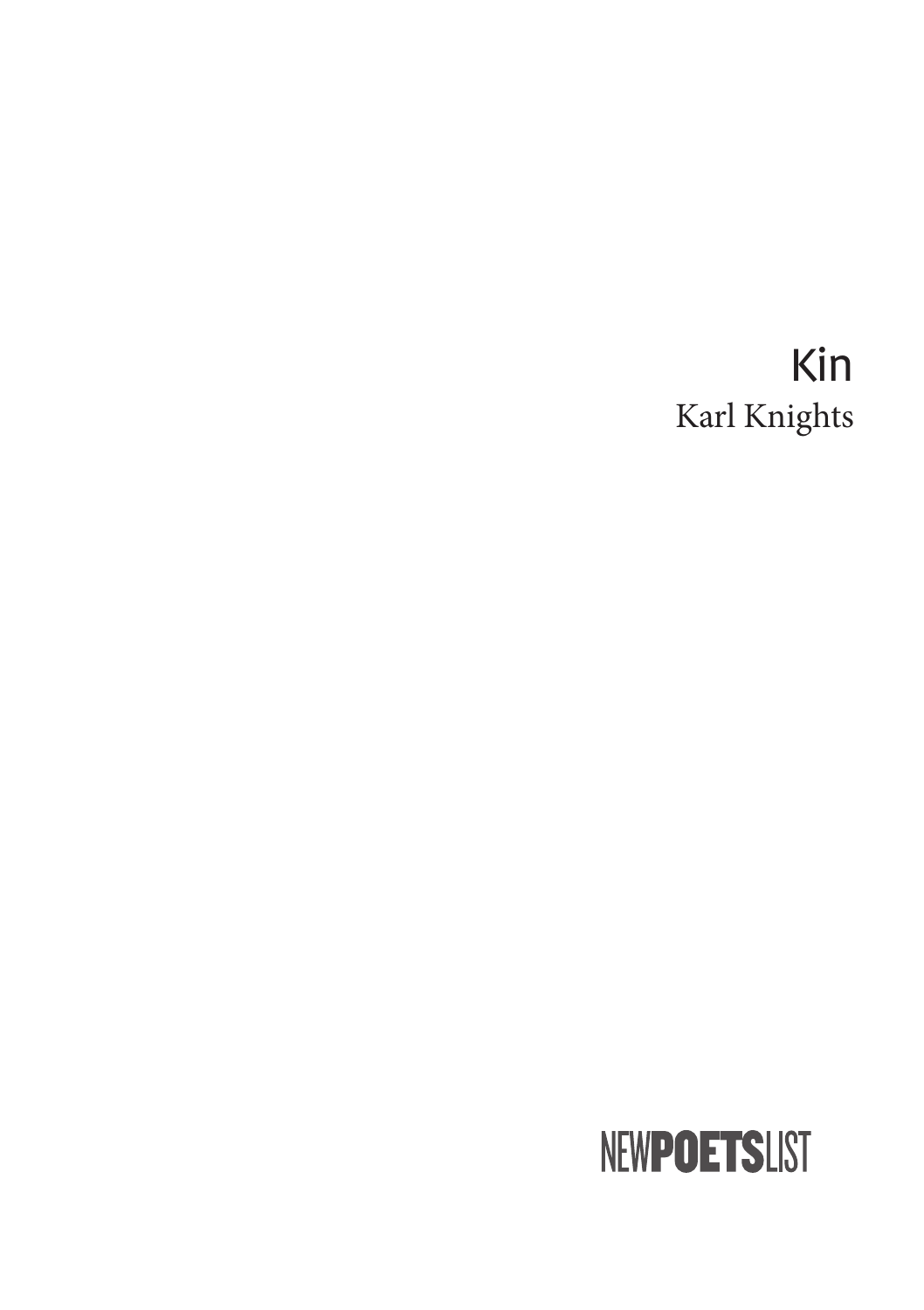# Kin

Karl Knights

NEW**POETS**LIST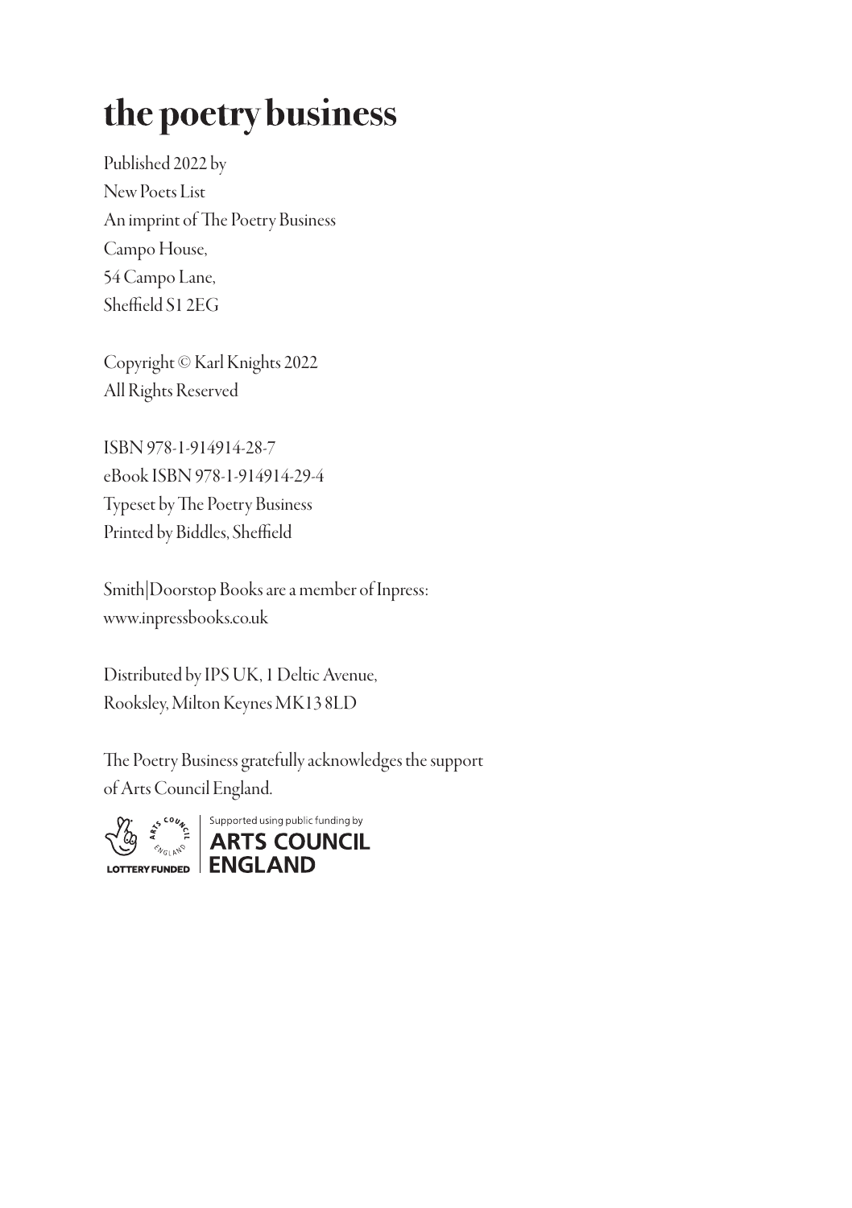# the poetry business

Published 2022 by
New Poets List
An imprint of The Poetry Business
Campo House,
54 Campo Lane,
Sheffield S1 2EG

Copyright © Karl Knights 2022
All Rights Reserved

ISBN 978-1-914914-28-7
eBook ISBN 978-1-914914-29-4
Typeset by The Poetry Business
Printed by Biddles, Sheffield

Smith|Doorstop Books are a member of Inpress:
www.inpressbooks.co.uk

Distributed by IPS UK, 1 Deltic Avenue,
Rooksley, Milton Keynes MK13 8LD

The Poetry Business gratefully acknowledges the support of Arts Council England.

LOTTERY FUNDED | Supported using public funding by ARTS COUNCIL ENGLAND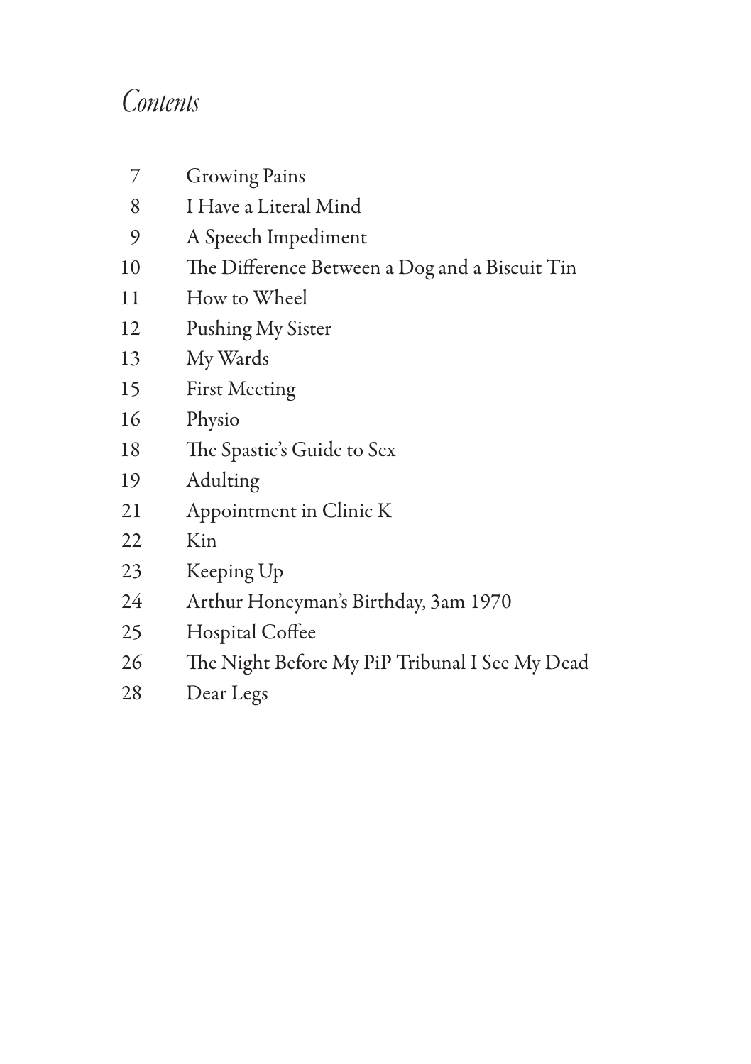# *Contents*

| | |
|---|---|
| 7 | Growing Pains |
| 8 | I Have a Literal Mind |
| 9 | A Speech Impediment |
| 10 | The Difference Between a Dog and a Biscuit Tin |
| 11 | How to Wheel |
| 12 | Pushing My Sister |
| 13 | My Wards |
| 15 | First Meeting |
| 16 | Physio |
| 18 | The Spastic's Guide to Sex |
| 19 | Adulting |
| 21 | Appointment in Clinic K |
| 22 | Kin |
| 23 | Keeping Up |
| 24 | Arthur Honeyman's Birthday, 3am 1970 |
| 25 | Hospital Coffee |
| 26 | The Night Before My PiP Tribunal I See My Dead |
| 28 | Dear Legs |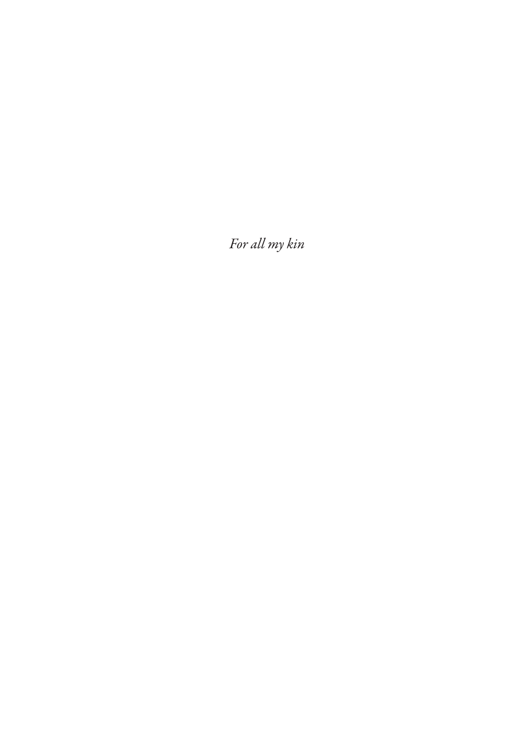*For all my kin*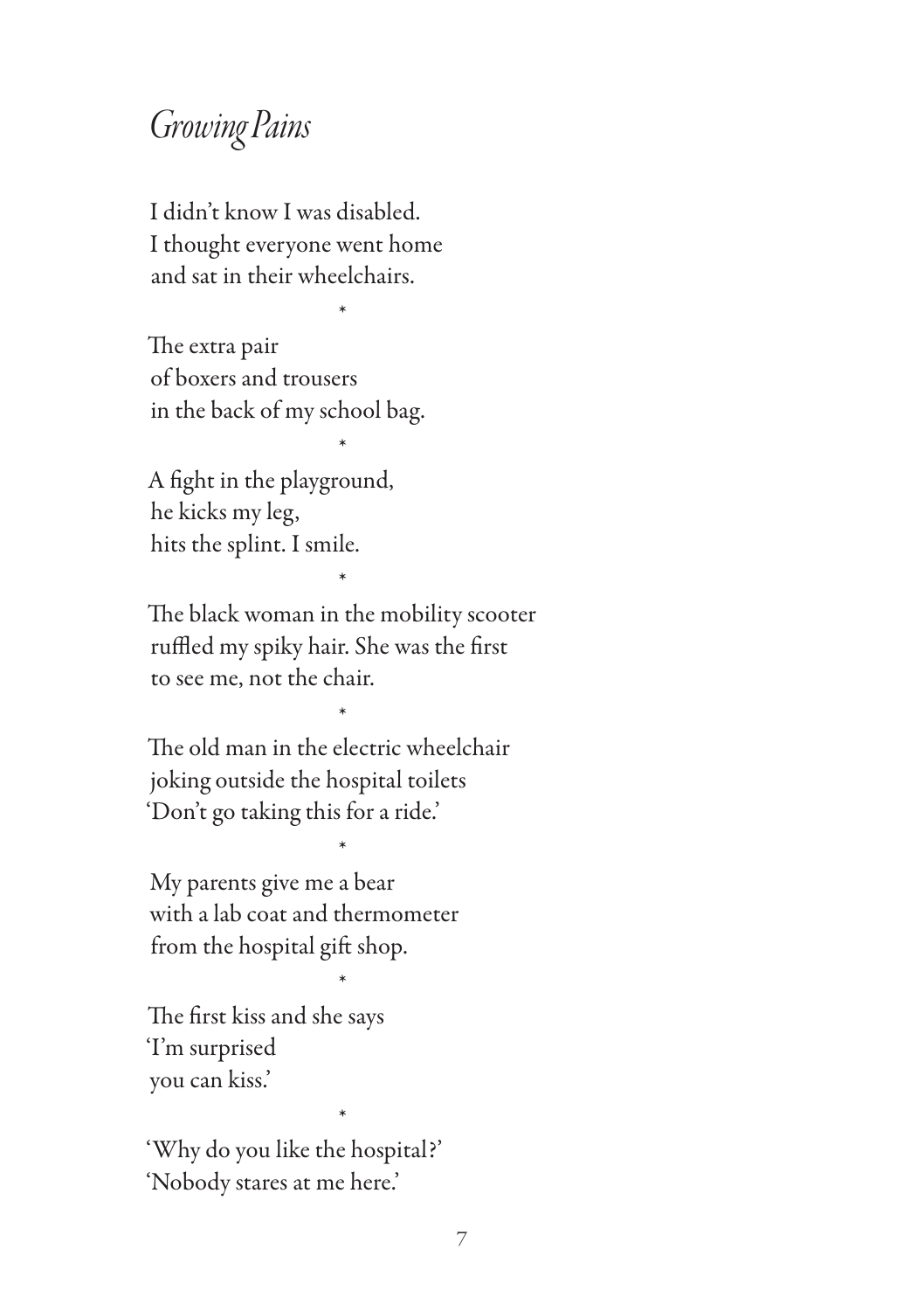## *Growing Pains*

I didn't know I was disabled.
I thought everyone went home
and sat in their wheelchairs.

*

The extra pair
of boxers and trousers
in the back of my school bag.

*

A fight in the playground,
he kicks my leg,
hits the splint. I smile.

*

The black woman in the mobility scooter
ruffled my spiky hair. She was the first
to see me, not the chair.

*

The old man in the electric wheelchair
joking outside the hospital toilets
'Don't go taking this for a ride.'

*

My parents give me a bear
with a lab coat and thermometer
from the hospital gift shop.

*

The first kiss and she says
'I'm surprised
you can kiss.'

*

'Why do you like the hospital?'
'Nobody stares at me here.'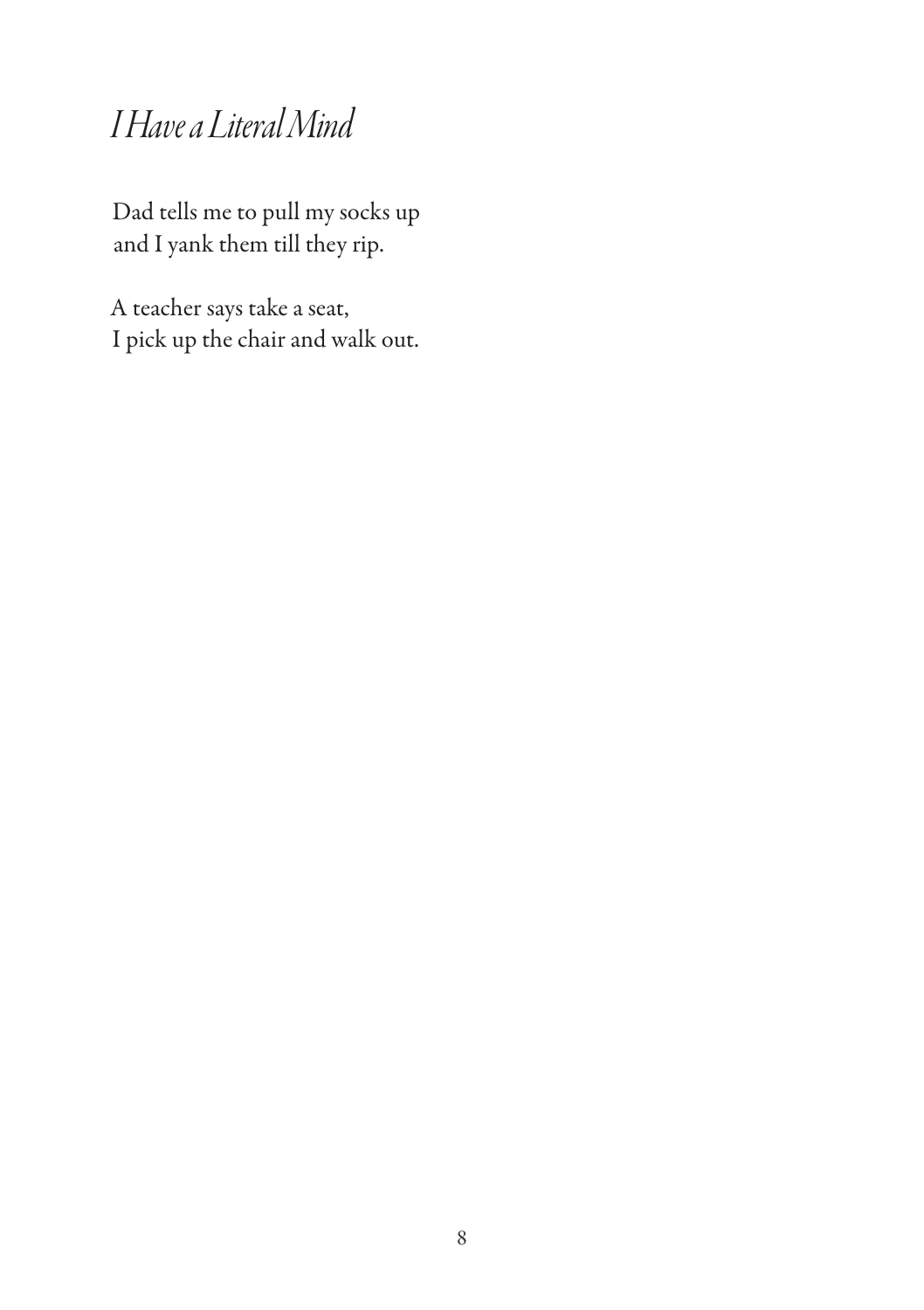# *I Have a Literal Mind*

Dad tells me to pull my socks up  
and I yank them till they rip.

A teacher says take a seat,  
I pick up the chair and walk out.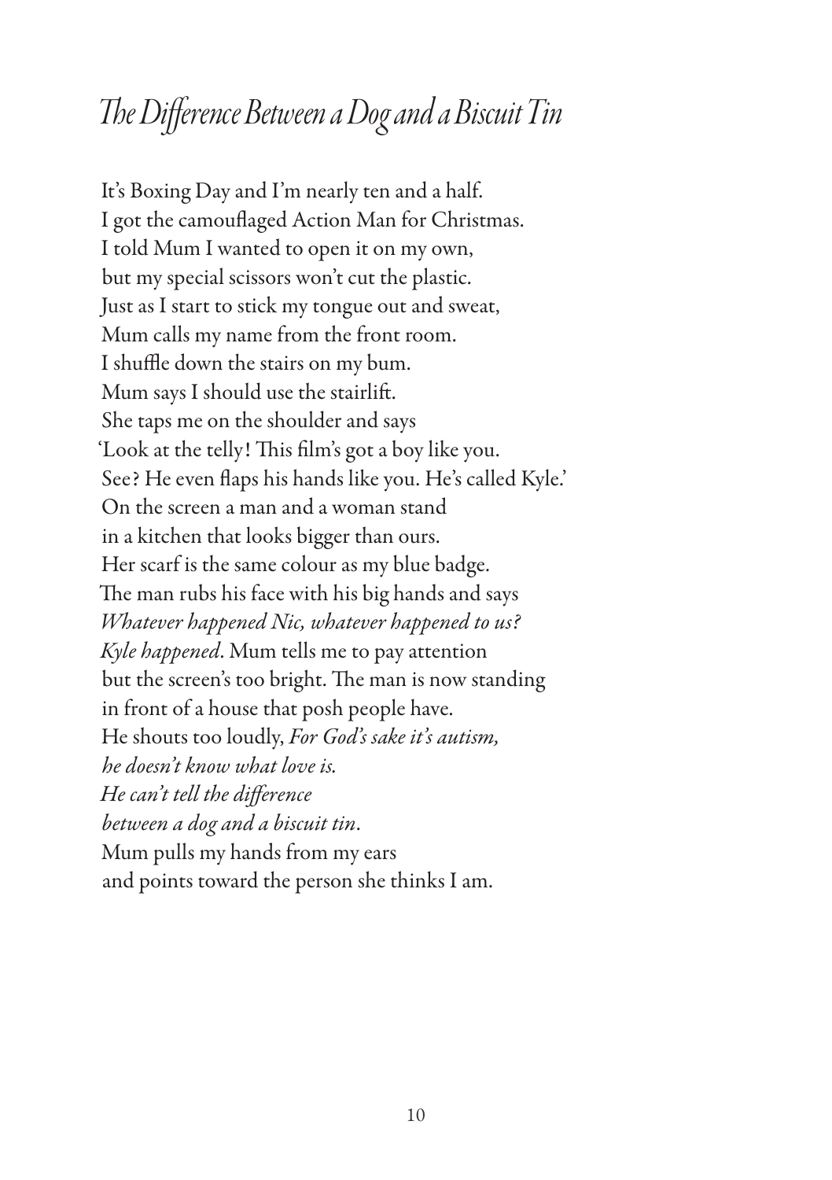# *The Difference Between a Dog and a Biscuit Tin*

It's Boxing Day and I'm nearly ten and a half.
I got the camouflaged Action Man for Christmas.
I told Mum I wanted to open it on my own,
but my special scissors won't cut the plastic.
Just as I start to stick my tongue out and sweat,
Mum calls my name from the front room.
I shuffle down the stairs on my bum.
Mum says I should use the stairlift.
She taps me on the shoulder and says
'Look at the telly! This film's got a boy like you.
See? He even flaps his hands like you. He's called Kyle.'
On the screen a man and a woman stand
in a kitchen that looks bigger than ours.
Her scarf is the same colour as my blue badge.
The man rubs his face with his big hands and says
*Whatever happened Nic, whatever happened to us?*
*Kyle happened*. Mum tells me to pay attention
but the screen's too bright. The man is now standing
in front of a house that posh people have.
He shouts too loudly, *For God's sake it's autism,*
*he doesn't know what love is.*
*He can't tell the difference*
*between a dog and a biscuit tin*.
Mum pulls my hands from my ears
and points toward the person she thinks I am.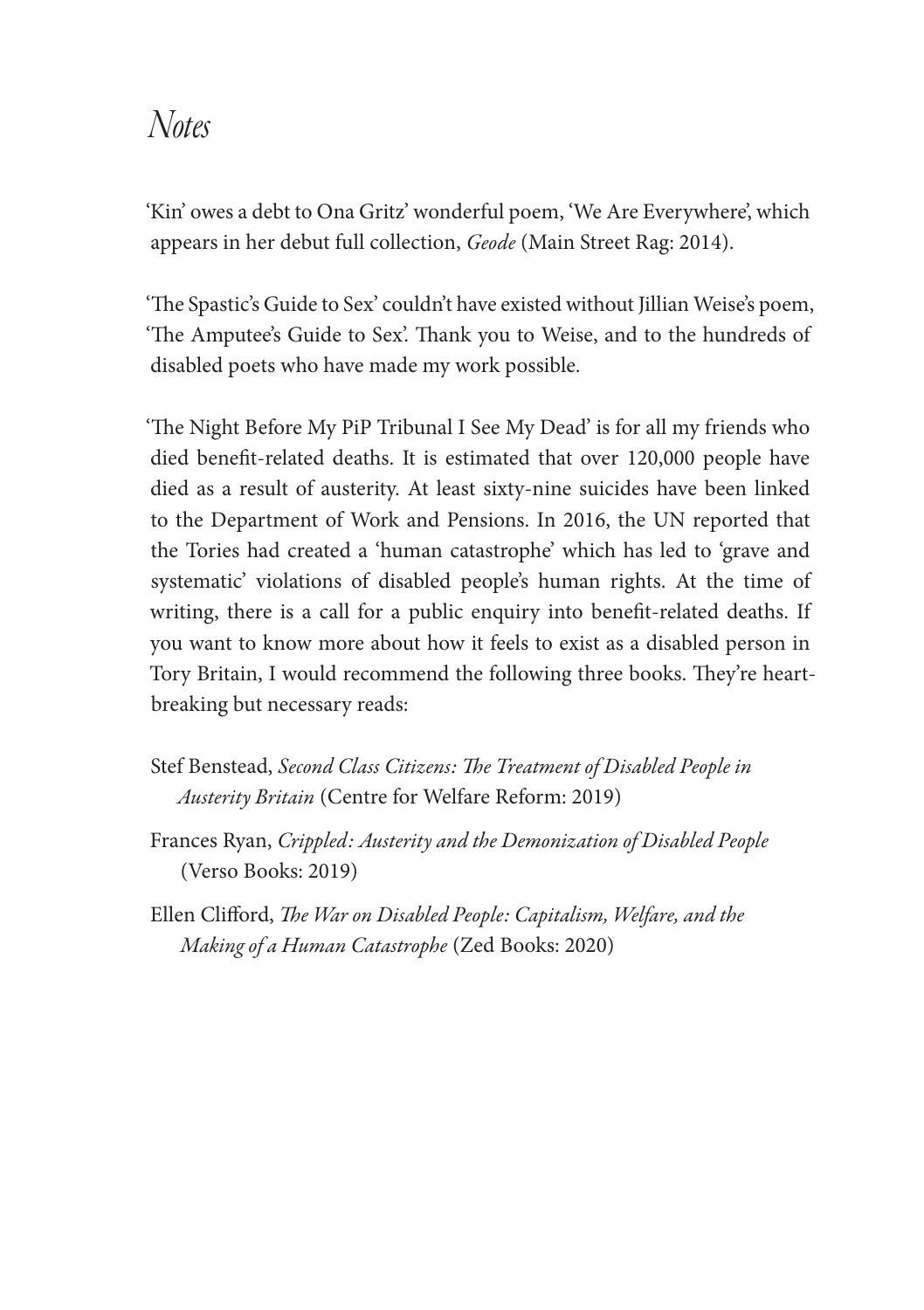# *Notes*

'Kin' owes a debt to Ona Gritz' wonderful poem, 'We Are Everywhere', which appears in her debut full collection, *Geode* (Main Street Rag: 2014).

'The Spastic's Guide to Sex' couldn't have existed without Jillian Weise's poem, 'The Amputee's Guide to Sex'. Thank you to Weise, and to the hundreds of disabled poets who have made my work possible.

'The Night Before My PiP Tribunal I See My Dead' is for all my friends who died benefit-related deaths. It is estimated that over 120,000 people have died as a result of austerity. At least sixty-nine suicides have been linked to the Department of Work and Pensions. In 2016, the UN reported that the Tories had created a 'human catastrophe' which has led to 'grave and systematic' violations of disabled people's human rights. At the time of writing, there is a call for a public enquiry into benefit-related deaths. If you want to know more about how it feels to exist as a disabled person in Tory Britain, I would recommend the following three books. They're heart-breaking but necessary reads:

Stef Benstead, *Second Class Citizens: The Treatment of Disabled People in Austerity Britain* (Centre for Welfare Reform: 2019)

Frances Ryan, *Crippled: Austerity and the Demonization of Disabled People* (Verso Books: 2019)

Ellen Clifford, *The War on Disabled People: Capitalism, Welfare, and the Making of a Human Catastrophe* (Zed Books: 2020)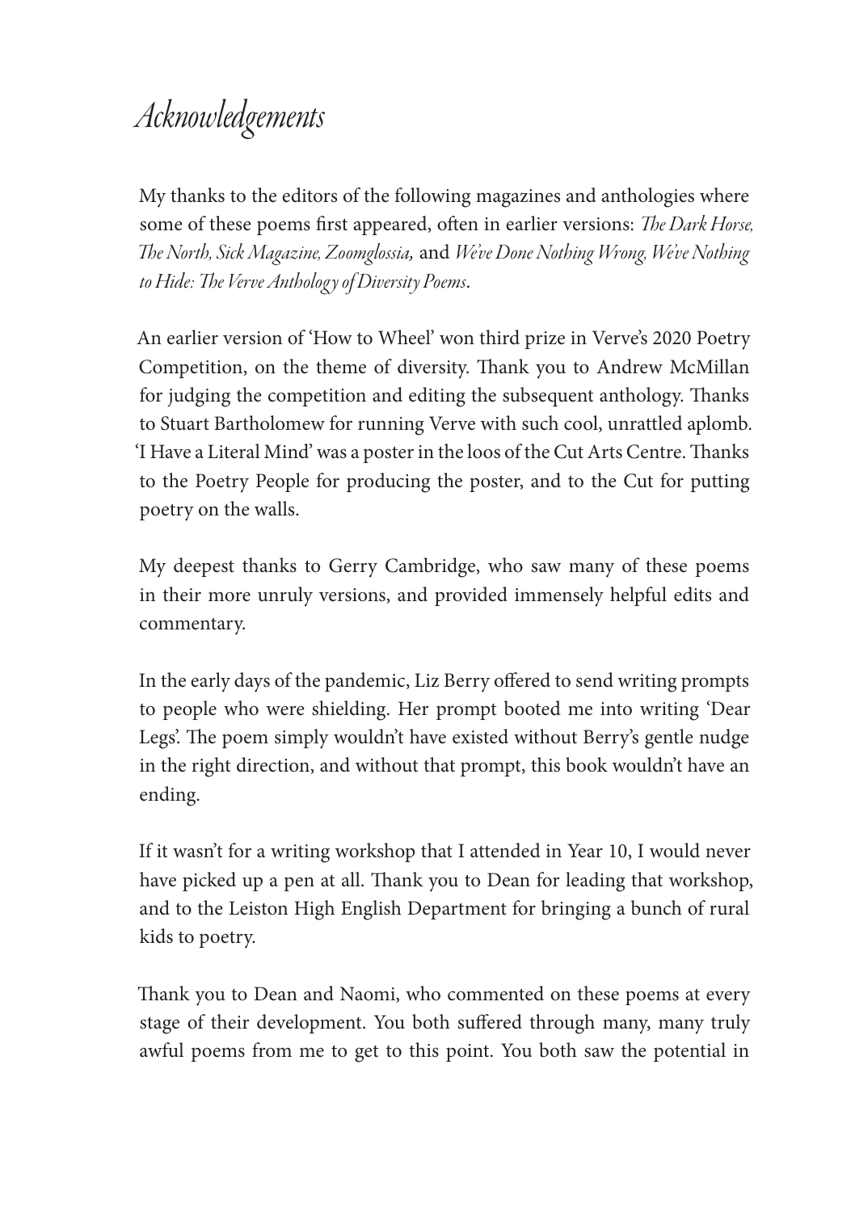# *Acknowledgements*

My thanks to the editors of the following magazines and anthologies where some of these poems first appeared, often in earlier versions: *The Dark Horse, The North, Sick Magazine, Zoomglossia,* and *We've Done Nothing Wrong, We've Nothing to Hide: The Verve Anthology of Diversity Poems*.

An earlier version of 'How to Wheel' won third prize in Verve's 2020 Poetry Competition, on the theme of diversity. Thank you to Andrew McMillan for judging the competition and editing the subsequent anthology. Thanks to Stuart Bartholomew for running Verve with such cool, unrattled aplomb. 'I Have a Literal Mind' was a poster in the loos of the Cut Arts Centre. Thanks to the Poetry People for producing the poster, and to the Cut for putting poetry on the walls.

My deepest thanks to Gerry Cambridge, who saw many of these poems in their more unruly versions, and provided immensely helpful edits and commentary.

In the early days of the pandemic, Liz Berry offered to send writing prompts to people who were shielding. Her prompt booted me into writing 'Dear Legs'. The poem simply wouldn't have existed without Berry's gentle nudge in the right direction, and without that prompt, this book wouldn't have an ending.

If it wasn't for a writing workshop that I attended in Year 10, I would never have picked up a pen at all. Thank you to Dean for leading that workshop, and to the Leiston High English Department for bringing a bunch of rural kids to poetry.

Thank you to Dean and Naomi, who commented on these poems at every stage of their development. You both suffered through many, many truly awful poems from me to get to this point. You both saw the potential in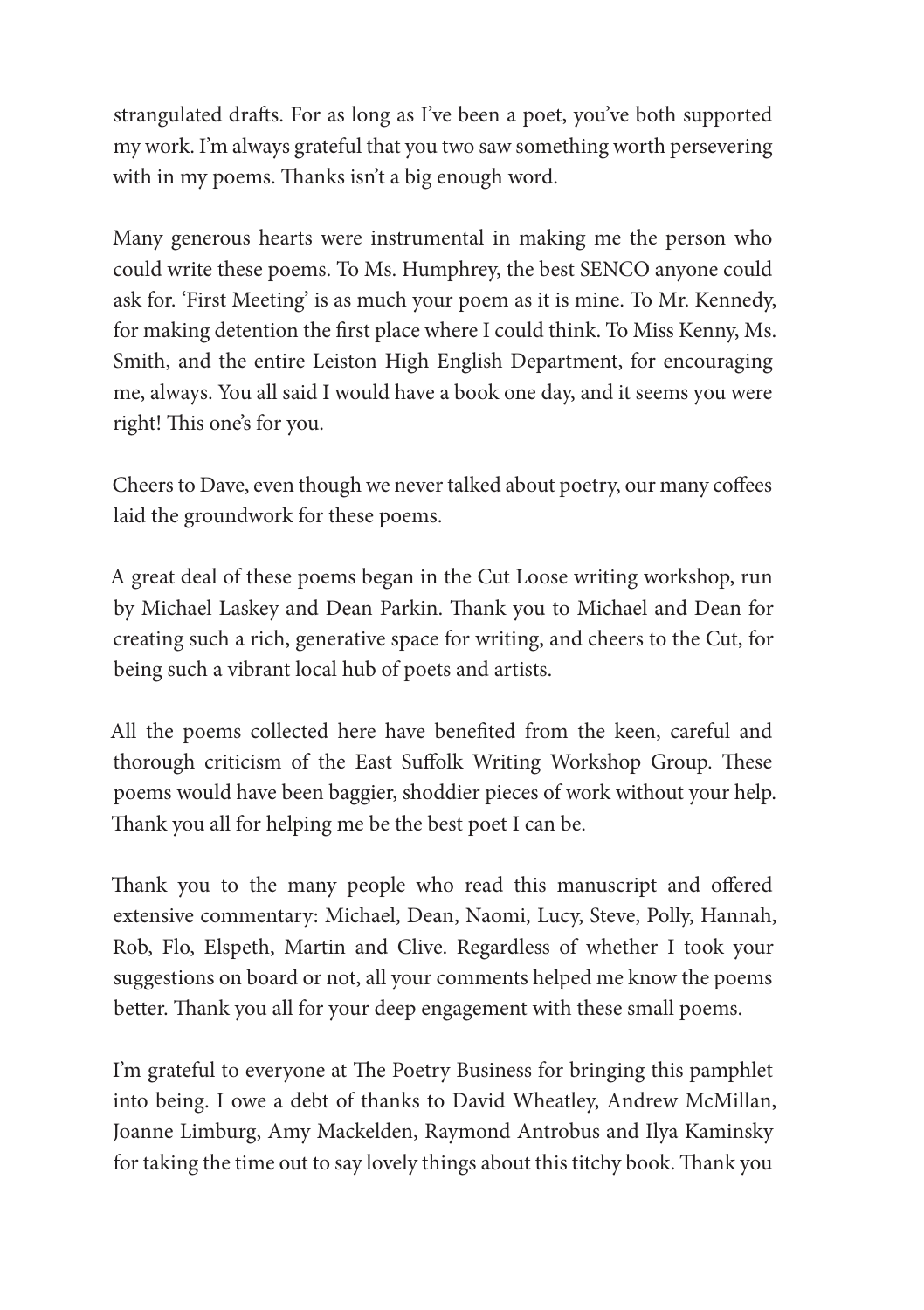strangulated drafts. For as long as I've been a poet, you've both supported my work. I'm always grateful that you two saw something worth persevering with in my poems. Thanks isn't a big enough word.

Many generous hearts were instrumental in making me the person who could write these poems. To Ms. Humphrey, the best SENCO anyone could ask for. 'First Meeting' is as much your poem as it is mine. To Mr. Kennedy, for making detention the first place where I could think. To Miss Kenny, Ms. Smith, and the entire Leiston High English Department, for encouraging me, always. You all said I would have a book one day, and it seems you were right! This one's for you.

Cheers to Dave, even though we never talked about poetry, our many coffees laid the groundwork for these poems.

A great deal of these poems began in the Cut Loose writing workshop, run by Michael Laskey and Dean Parkin. Thank you to Michael and Dean for creating such a rich, generative space for writing, and cheers to the Cut, for being such a vibrant local hub of poets and artists.

All the poems collected here have benefited from the keen, careful and thorough criticism of the East Suffolk Writing Workshop Group. These poems would have been baggier, shoddier pieces of work without your help. Thank you all for helping me be the best poet I can be.

Thank you to the many people who read this manuscript and offered extensive commentary: Michael, Dean, Naomi, Lucy, Steve, Polly, Hannah, Rob, Flo, Elspeth, Martin and Clive. Regardless of whether I took your suggestions on board or not, all your comments helped me know the poems better. Thank you all for your deep engagement with these small poems.

I'm grateful to everyone at The Poetry Business for bringing this pamphlet into being. I owe a debt of thanks to David Wheatley, Andrew McMillan, Joanne Limburg, Amy Mackelden, Raymond Antrobus and Ilya Kaminsky for taking the time out to say lovely things about this titchy book. Thank you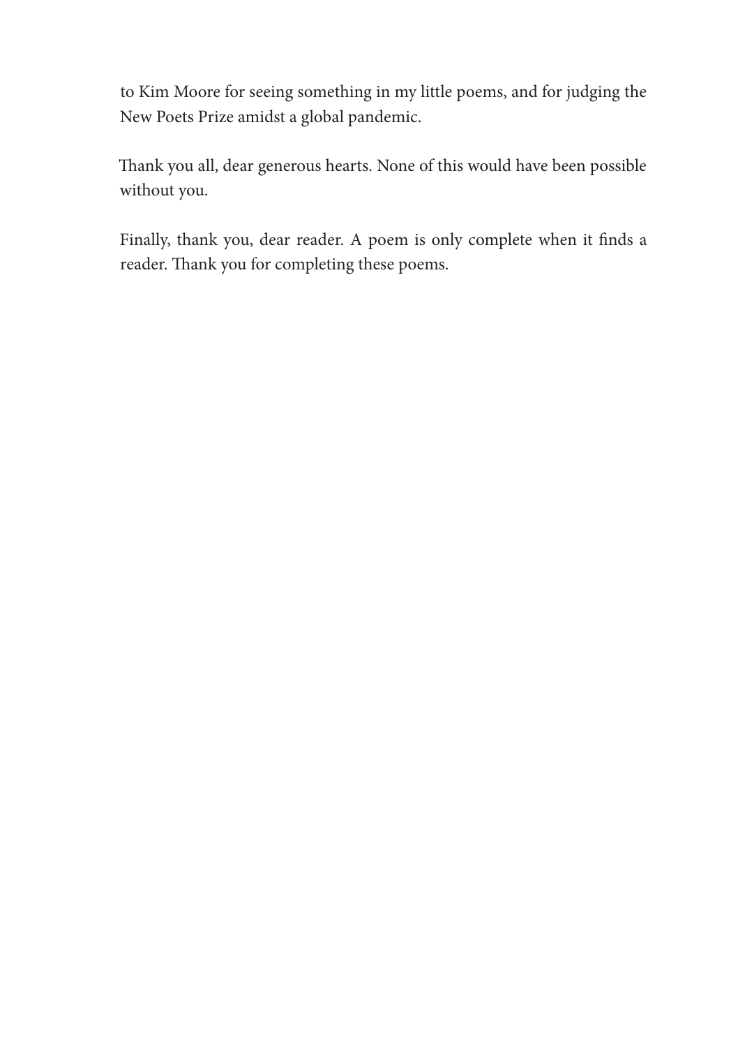to Kim Moore for seeing something in my little poems, and for judging the New Poets Prize amidst a global pandemic.

Thank you all, dear generous hearts. None of this would have been possible without you.

Finally, thank you, dear reader. A poem is only complete when it finds a reader. Thank you for completing these poems.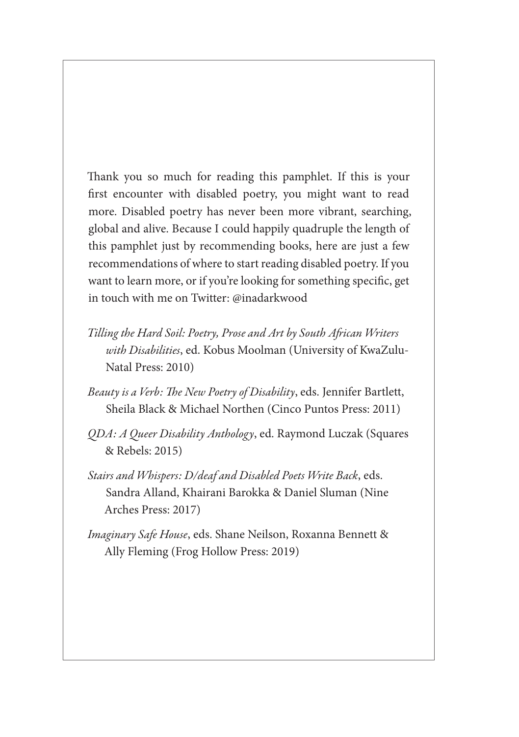Thank you so much for reading this pamphlet. If this is your first encounter with disabled poetry, you might want to read more. Disabled poetry has never been more vibrant, searching, global and alive. Because I could happily quadruple the length of this pamphlet just by recommending books, here are just a few recommendations of where to start reading disabled poetry. If you want to learn more, or if you're looking for something specific, get in touch with me on Twitter: @inadarkwood

*Tilling the Hard Soil: Poetry, Prose and Art by South African Writers with Disabilities*, ed. Kobus Moolman (University of KwaZulu-Natal Press: 2010)

*Beauty is a Verb: The New Poetry of Disability*, eds. Jennifer Bartlett, Sheila Black & Michael Northen (Cinco Puntos Press: 2011)

*QDA: A Queer Disability Anthology*, ed. Raymond Luczak (Squares & Rebels: 2015)

*Stairs and Whispers: D/deaf and Disabled Poets Write Back*, eds. Sandra Alland, Khairani Barokka & Daniel Sluman (Nine Arches Press: 2017)

*Imaginary Safe House*, eds. Shane Neilson, Roxanna Bennett & Ally Fleming (Frog Hollow Press: 2019)